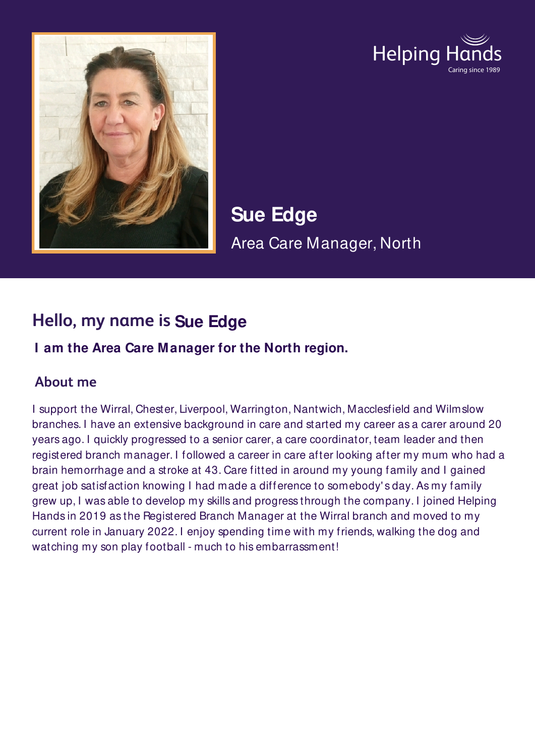Helping Hands
Caring since 1989

# Sue Edge

Area Care Manager, North

## Hello, my name is Sue Edge

**I am the Area Care Manager for the North region.**

### About me

I support the Wirral, Chester, Liverpool, Warrington, Nantwich, Macclesfield and Wilmslow branches. I have an extensive background in care and started my career as a carer around 20 years ago. I quickly progressed to a senior carer, a care coordinator, team leader and then registered branch manager. I followed a career in care after looking after my mum who had a brain hemorrhage and a stroke at 43. Care fitted in around my young family and I gained great job satisfaction knowing I had made a difference to somebody's day. As my family grew up, I was able to develop my skills and progress through the company. I joined Helping Hands in 2019 as the Registered Branch Manager at the Wirral branch and moved to my current role in January 2022. I enjoy spending time with my friends, walking the dog and watching my son play football - much to his embarrassment!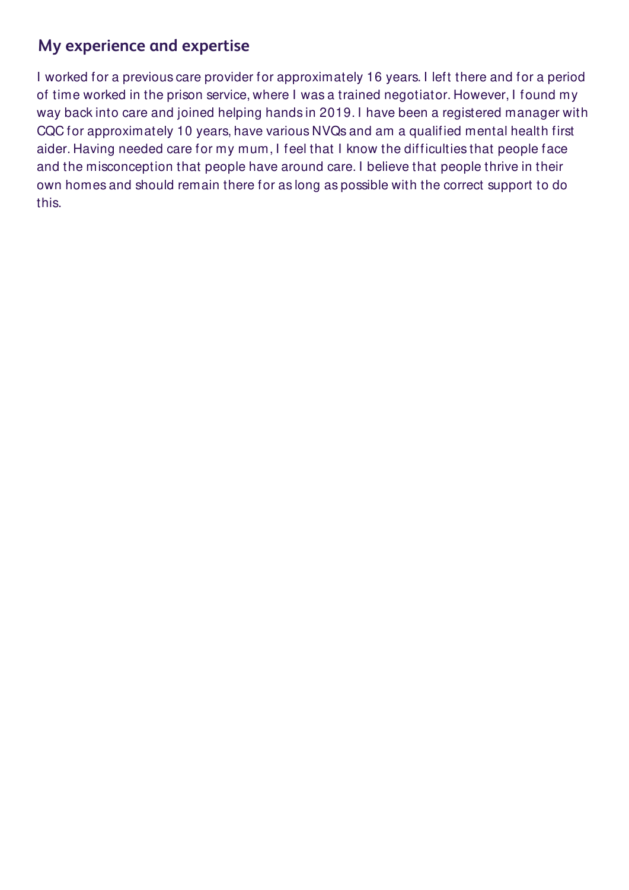## My experience and expertise

I worked for a previous care provider for approximately 16 years. I left there and for a period of time worked in the prison service, where I was a trained negotiator. However, I found my way back into care and joined helping hands in 2019. I have been a registered manager with CQC for approximately 10 years, have various NVQs and am a qualified mental health first aider. Having needed care for my mum, I feel that I know the difficulties that people face and the misconception that people have around care. I believe that people thrive in their own homes and should remain there for as long as possible with the correct support to do this.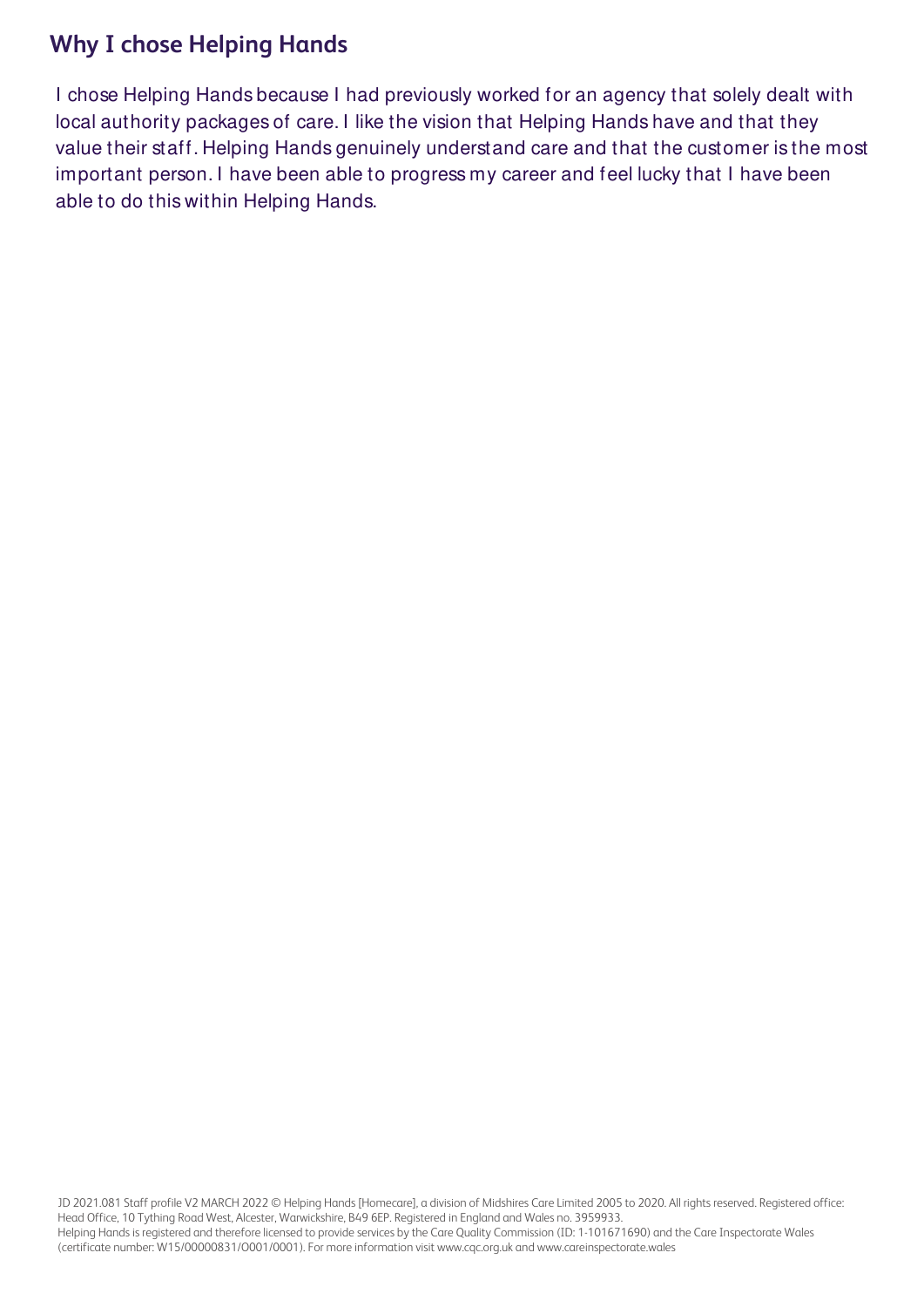## Why I chose Helping Hands

I chose Helping Hands because I had previously worked for an agency that solely dealt with local authority packages of care. I like the vision that Helping Hands have and that they value their staff. Helping Hands genuinely understand care and that the customer is the most important person. I have been able to progress my career and feel lucky that I have been able to do this within Helping Hands.